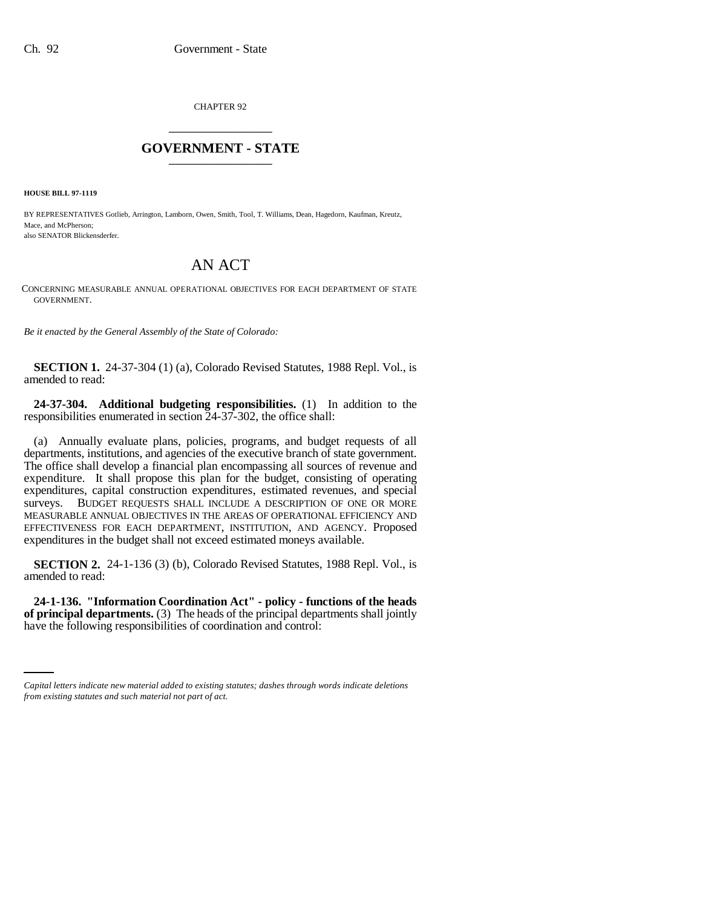CHAPTER 92

# GOVERNMENT - STATE

**HOUSE BILL 97-1119**

BY REPRESENTATIVES Gotlieb, Arrington, Lamborn, Owen, Smith, Tool, T. Williams, Dean, Hagedorn, Kaufman, Kreutz, Mace, and McPherson;
also SENATOR Blickensderfer.

# AN ACT

CONCERNING MEASURABLE ANNUAL OPERATIONAL OBJECTIVES FOR EACH DEPARTMENT OF STATE GOVERNMENT.

*Be it enacted by the General Assembly of the State of Colorado:*

**SECTION 1.** 24-37-304 (1) (a), Colorado Revised Statutes, 1988 Repl. Vol., is amended to read:

**24-37-304. Additional budgeting responsibilities.** (1) In addition to the responsibilities enumerated in section 24-37-302, the office shall:

(a) Annually evaluate plans, policies, programs, and budget requests of all departments, institutions, and agencies of the executive branch of state government. The office shall develop a financial plan encompassing all sources of revenue and expenditure. It shall propose this plan for the budget, consisting of operating expenditures, capital construction expenditures, estimated revenues, and special surveys. BUDGET REQUESTS SHALL INCLUDE A DESCRIPTION OF ONE OR MORE MEASURABLE ANNUAL OBJECTIVES IN THE AREAS OF OPERATIONAL EFFICIENCY AND EFFECTIVENESS FOR EACH DEPARTMENT, INSTITUTION, AND AGENCY. Proposed expenditures in the budget shall not exceed estimated moneys available.

**SECTION 2.** 24-1-136 (3) (b), Colorado Revised Statutes, 1988 Repl. Vol., is amended to read:

**24-1-136. "Information Coordination Act" - policy - functions of the heads of principal departments.** (3) The heads of the principal departments shall jointly have the following responsibilities of coordination and control:

*Capital letters indicate new material added to existing statutes; dashes through words indicate deletions from existing statutes and such material not part of act.*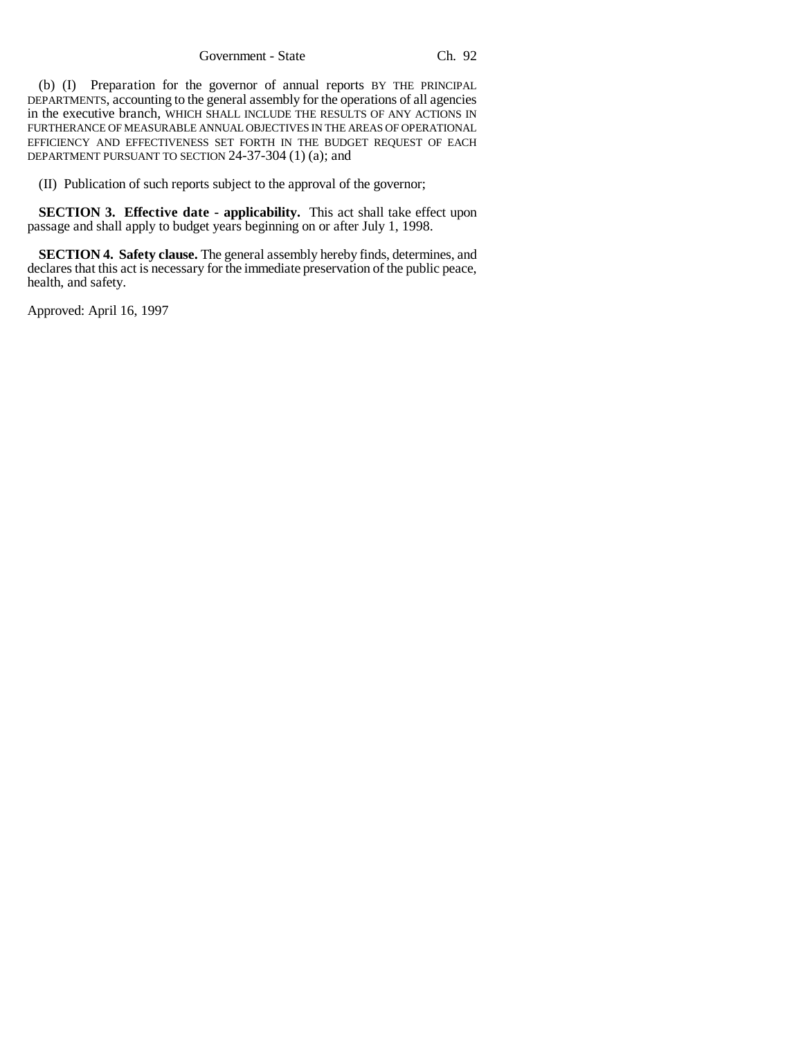(b) (I) Preparation for the governor of annual reports BY THE PRINCIPAL DEPARTMENTS, accounting to the general assembly for the operations of all agencies in the executive branch, WHICH SHALL INCLUDE THE RESULTS OF ANY ACTIONS IN FURTHERANCE OF MEASURABLE ANNUAL OBJECTIVES IN THE AREAS OF OPERATIONAL EFFICIENCY AND EFFECTIVENESS SET FORTH IN THE BUDGET REQUEST OF EACH DEPARTMENT PURSUANT TO SECTION 24-37-304 (1) (a); and

(II) Publication of such reports subject to the approval of the governor;

**SECTION 3. Effective date - applicability.** This act shall take effect upon passage and shall apply to budget years beginning on or after July 1, 1998.

**SECTION 4. Safety clause.** The general assembly hereby finds, determines, and declares that this act is necessary for the immediate preservation of the public peace, health, and safety.

Approved: April 16, 1997